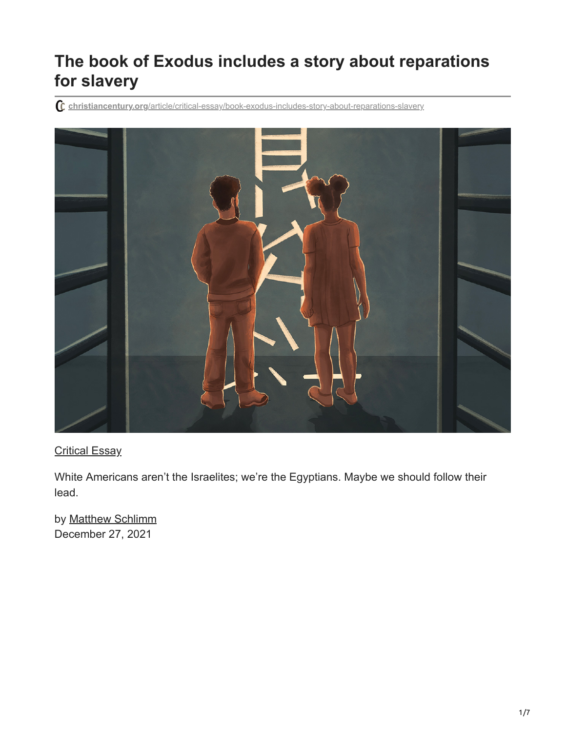# The book of Exodus includes a story about reparations for slavery

christiancentury.org/article/critical-essay/book-exodus-includes-story-about-reparations-slavery

Critical Essay

White Americans aren't the Israelites; we're the Egyptians. Maybe we should follow their lead.

by Matthew Schlimm
December 27, 2021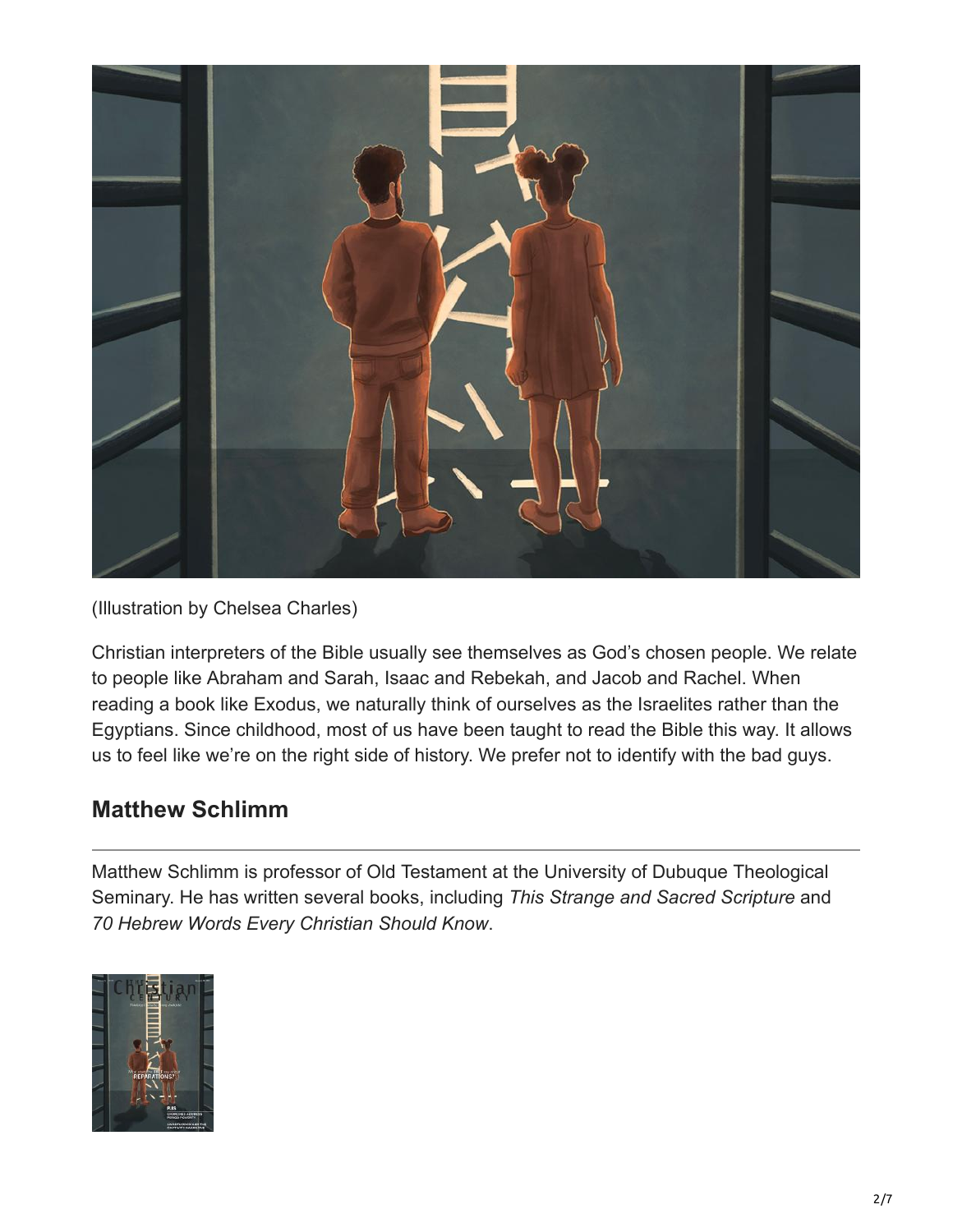(Illustration by Chelsea Charles)

Christian interpreters of the Bible usually see themselves as God's chosen people. We relate to people like Abraham and Sarah, Isaac and Rebekah, and Jacob and Rachel. When reading a book like Exodus, we naturally think of ourselves as the Israelites rather than the Egyptians. Since childhood, most of us have been taught to read the Bible this way. It allows us to feel like we're on the right side of history. We prefer not to identify with the bad guys.

## Matthew Schlimm

Matthew Schlimm is professor of Old Testament at the University of Dubuque Theological Seminary. He has written several books, including *This Strange and Sacred Scripture* and *70 Hebrew Words Every Christian Should Know*.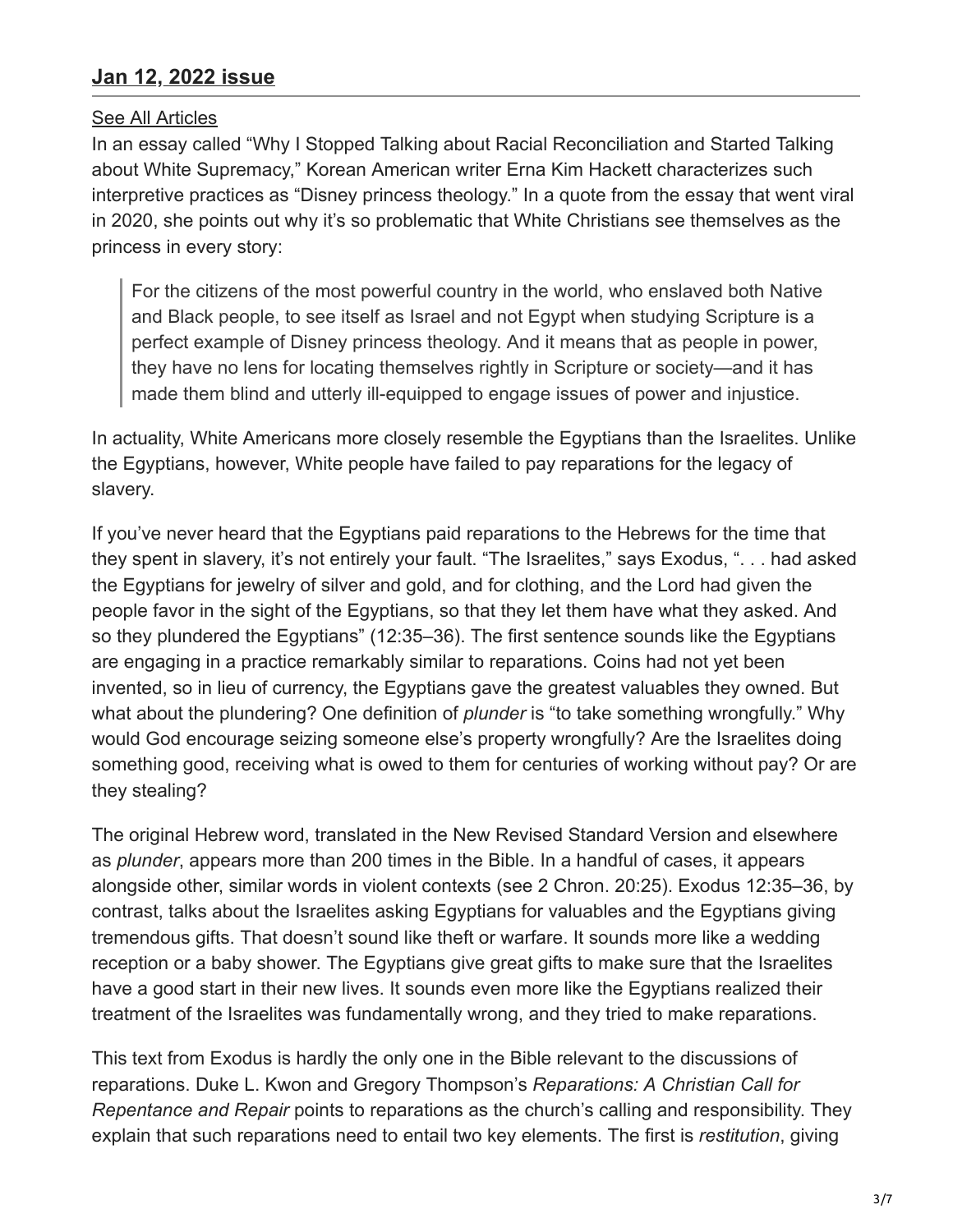## Jan 12, 2022 issue

See All Articles

In an essay called "Why I Stopped Talking about Racial Reconciliation and Started Talking about White Supremacy," Korean American writer Erna Kim Hackett characterizes such interpretive practices as "Disney princess theology." In a quote from the essay that went viral in 2020, she points out why it's so problematic that White Christians see themselves as the princess in every story:

> For the citizens of the most powerful country in the world, who enslaved both Native and Black people, to see itself as Israel and not Egypt when studying Scripture is a perfect example of Disney princess theology. And it means that as people in power, they have no lens for locating themselves rightly in Scripture or society—and it has made them blind and utterly ill-equipped to engage issues of power and injustice.

In actuality, White Americans more closely resemble the Egyptians than the Israelites. Unlike the Egyptians, however, White people have failed to pay reparations for the legacy of slavery.

If you've never heard that the Egyptians paid reparations to the Hebrews for the time that they spent in slavery, it's not entirely your fault. "The Israelites," says Exodus, ". . . had asked the Egyptians for jewelry of silver and gold, and for clothing, and the Lord had given the people favor in the sight of the Egyptians, so that they let them have what they asked. And so they plundered the Egyptians" (12:35–36). The first sentence sounds like the Egyptians are engaging in a practice remarkably similar to reparations. Coins had not yet been invented, so in lieu of currency, the Egyptians gave the greatest valuables they owned. But what about the plundering? One definition of *plunder* is "to take something wrongfully." Why would God encourage seizing someone else's property wrongfully? Are the Israelites doing something good, receiving what is owed to them for centuries of working without pay? Or are they stealing?

The original Hebrew word, translated in the New Revised Standard Version and elsewhere as *plunder*, appears more than 200 times in the Bible. In a handful of cases, it appears alongside other, similar words in violent contexts (see 2 Chron. 20:25). Exodus 12:35–36, by contrast, talks about the Israelites asking Egyptians for valuables and the Egyptians giving tremendous gifts. That doesn't sound like theft or warfare. It sounds more like a wedding reception or a baby shower. The Egyptians give great gifts to make sure that the Israelites have a good start in their new lives. It sounds even more like the Egyptians realized their treatment of the Israelites was fundamentally wrong, and they tried to make reparations.

This text from Exodus is hardly the only one in the Bible relevant to the discussions of reparations. Duke L. Kwon and Gregory Thompson's *Reparations: A Christian Call for Repentance and Repair* points to reparations as the church's calling and responsibility. They explain that such reparations need to entail two key elements. The first is *restitution*, giving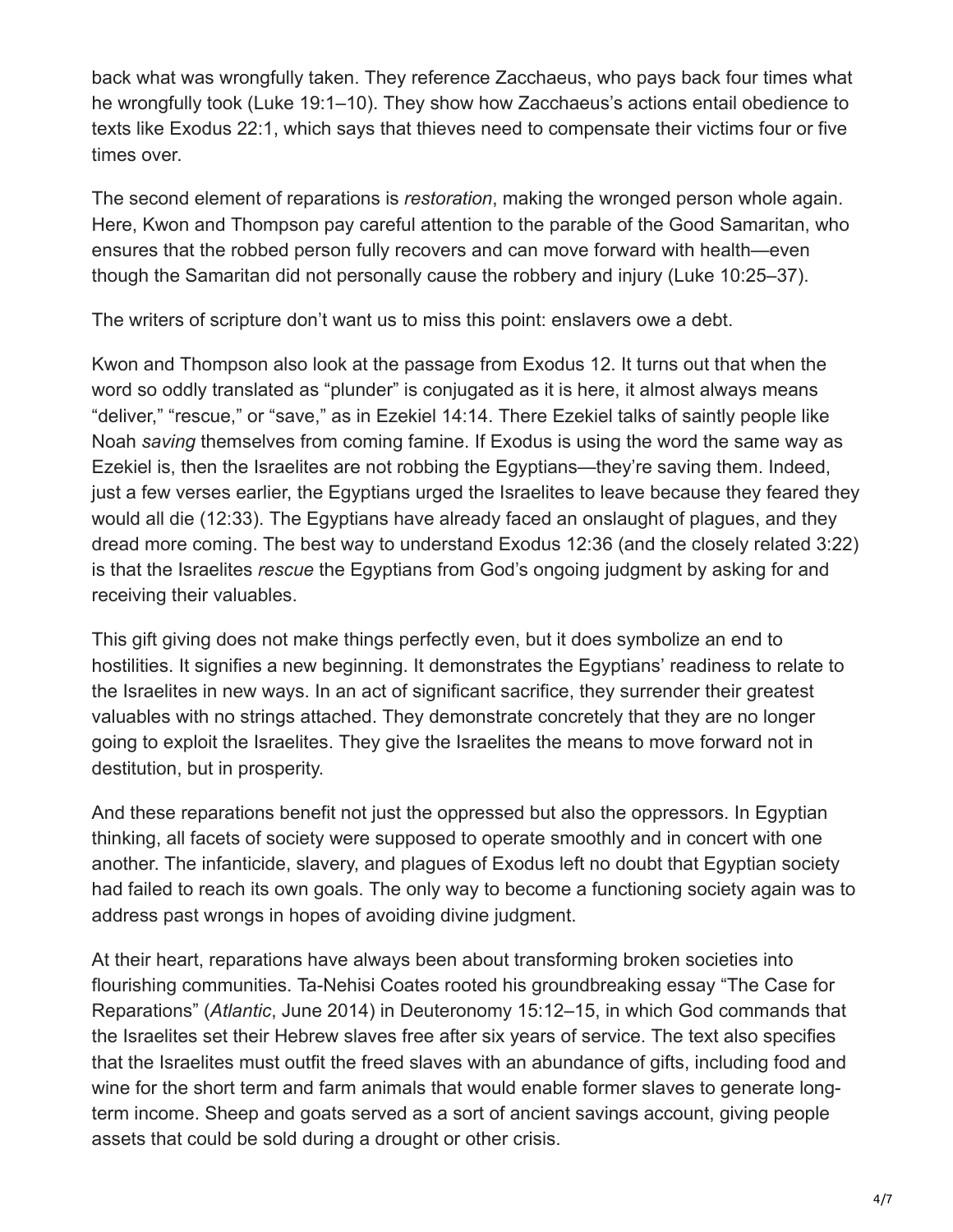back what was wrongfully taken. They reference Zacchaeus, who pays back four times what he wrongfully took (Luke 19:1–10). They show how Zacchaeus's actions entail obedience to texts like Exodus 22:1, which says that thieves need to compensate their victims four or five times over.

The second element of reparations is *restoration*, making the wronged person whole again. Here, Kwon and Thompson pay careful attention to the parable of the Good Samaritan, who ensures that the robbed person fully recovers and can move forward with health—even though the Samaritan did not personally cause the robbery and injury (Luke 10:25–37).

The writers of scripture don't want us to miss this point: enslavers owe a debt.

Kwon and Thompson also look at the passage from Exodus 12. It turns out that when the word so oddly translated as "plunder" is conjugated as it is here, it almost always means "deliver," "rescue," or "save," as in Ezekiel 14:14. There Ezekiel talks of saintly people like Noah *saving* themselves from coming famine. If Exodus is using the word the same way as Ezekiel is, then the Israelites are not robbing the Egyptians—they're saving them. Indeed, just a few verses earlier, the Egyptians urged the Israelites to leave because they feared they would all die (12:33). The Egyptians have already faced an onslaught of plagues, and they dread more coming. The best way to understand Exodus 12:36 (and the closely related 3:22) is that the Israelites *rescue* the Egyptians from God's ongoing judgment by asking for and receiving their valuables.

This gift giving does not make things perfectly even, but it does symbolize an end to hostilities. It signifies a new beginning. It demonstrates the Egyptians' readiness to relate to the Israelites in new ways. In an act of significant sacrifice, they surrender their greatest valuables with no strings attached. They demonstrate concretely that they are no longer going to exploit the Israelites. They give the Israelites the means to move forward not in destitution, but in prosperity.

And these reparations benefit not just the oppressed but also the oppressors. In Egyptian thinking, all facets of society were supposed to operate smoothly and in concert with one another. The infanticide, slavery, and plagues of Exodus left no doubt that Egyptian society had failed to reach its own goals. The only way to become a functioning society again was to address past wrongs in hopes of avoiding divine judgment.

At their heart, reparations have always been about transforming broken societies into flourishing communities. Ta-Nehisi Coates rooted his groundbreaking essay "The Case for Reparations" (*Atlantic*, June 2014) in Deuteronomy 15:12–15, in which God commands that the Israelites set their Hebrew slaves free after six years of service. The text also specifies that the Israelites must outfit the freed slaves with an abundance of gifts, including food and wine for the short term and farm animals that would enable former slaves to generate long-term income. Sheep and goats served as a sort of ancient savings account, giving people assets that could be sold during a drought or other crisis.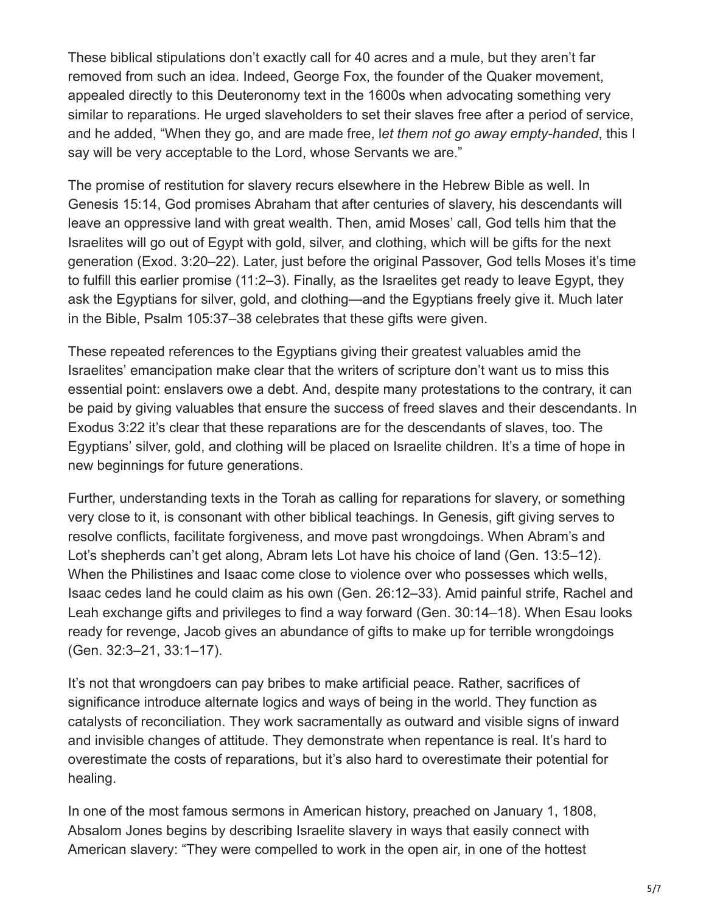These biblical stipulations don't exactly call for 40 acres and a mule, but they aren't far removed from such an idea. Indeed, George Fox, the founder of the Quaker movement, appealed directly to this Deuteronomy text in the 1600s when advocating something very similar to reparations. He urged slaveholders to set their slaves free after a period of service, and he added, "When they go, and are made free, l*et them not go away empty-handed*, this I say will be very acceptable to the Lord, whose Servants we are."

The promise of restitution for slavery recurs elsewhere in the Hebrew Bible as well. In Genesis 15:14, God promises Abraham that after centuries of slavery, his descendants will leave an oppressive land with great wealth. Then, amid Moses' call, God tells him that the Israelites will go out of Egypt with gold, silver, and clothing, which will be gifts for the next generation (Exod. 3:20–22). Later, just before the original Passover, God tells Moses it's time to fulfill this earlier promise (11:2–3). Finally, as the Israelites get ready to leave Egypt, they ask the Egyptians for silver, gold, and clothing—and the Egyptians freely give it. Much later in the Bible, Psalm 105:37–38 celebrates that these gifts were given.

These repeated references to the Egyptians giving their greatest valuables amid the Israelites' emancipation make clear that the writers of scripture don't want us to miss this essential point: enslavers owe a debt. And, despite many protestations to the contrary, it can be paid by giving valuables that ensure the success of freed slaves and their descendants. In Exodus 3:22 it's clear that these reparations are for the descendants of slaves, too. The Egyptians' silver, gold, and clothing will be placed on Israelite children. It's a time of hope in new beginnings for future generations.

Further, understanding texts in the Torah as calling for reparations for slavery, or something very close to it, is consonant with other biblical teachings. In Genesis, gift giving serves to resolve conflicts, facilitate forgiveness, and move past wrongdoings. When Abram's and Lot's shepherds can't get along, Abram lets Lot have his choice of land (Gen. 13:5–12). When the Philistines and Isaac come close to violence over who possesses which wells, Isaac cedes land he could claim as his own (Gen. 26:12–33). Amid painful strife, Rachel and Leah exchange gifts and privileges to find a way forward (Gen. 30:14–18). When Esau looks ready for revenge, Jacob gives an abundance of gifts to make up for terrible wrongdoings (Gen. 32:3–21, 33:1–17).

It's not that wrongdoers can pay bribes to make artificial peace. Rather, sacrifices of significance introduce alternate logics and ways of being in the world. They function as catalysts of reconciliation. They work sacramentally as outward and visible signs of inward and invisible changes of attitude. They demonstrate when repentance is real. It's hard to overestimate the costs of reparations, but it's also hard to overestimate their potential for healing.

In one of the most famous sermons in American history, preached on January 1, 1808, Absalom Jones begins by describing Israelite slavery in ways that easily connect with American slavery: "They were compelled to work in the open air, in one of the hottest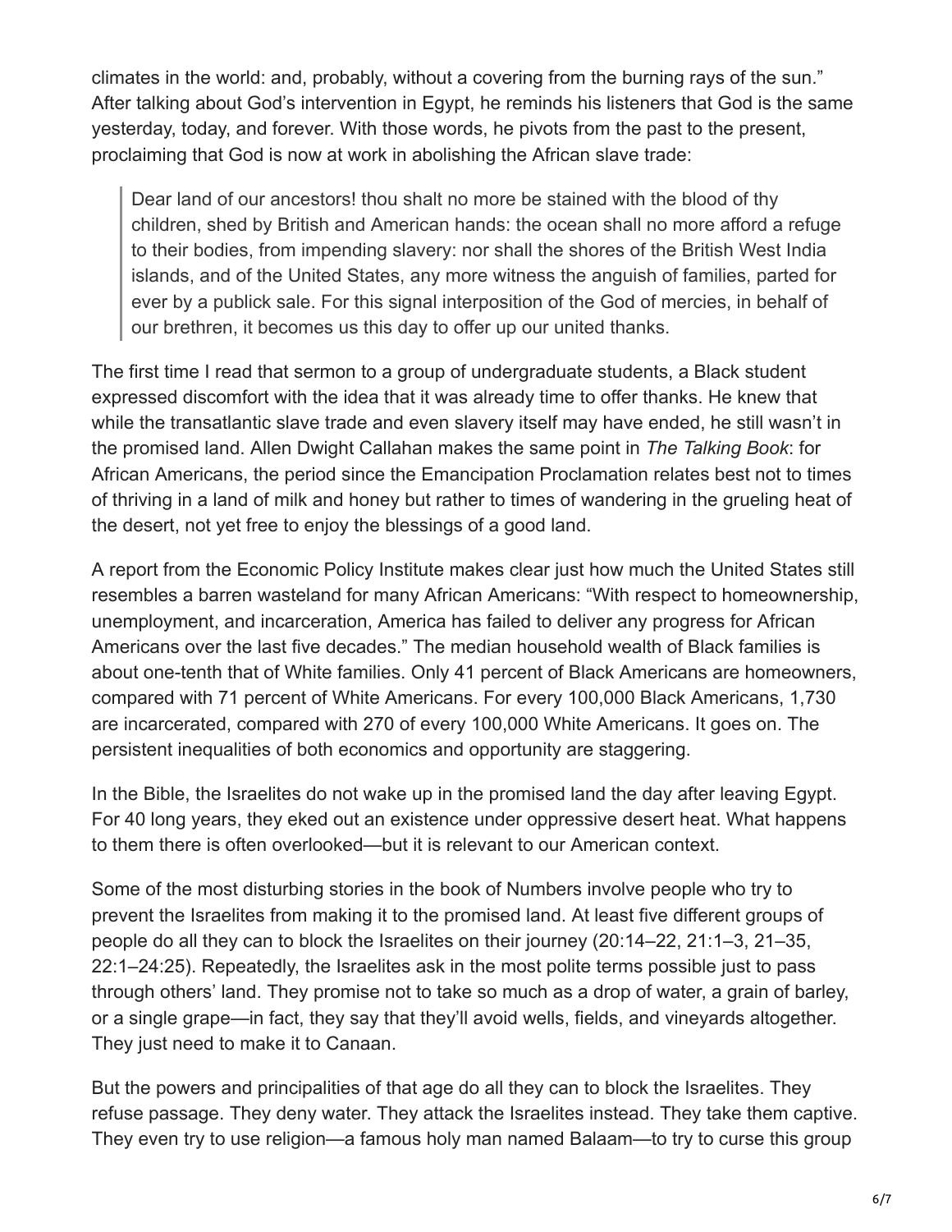climates in the world: and, probably, without a covering from the burning rays of the sun." After talking about God's intervention in Egypt, he reminds his listeners that God is the same yesterday, today, and forever. With those words, he pivots from the past to the present, proclaiming that God is now at work in abolishing the African slave trade:

> Dear land of our ancestors! thou shalt no more be stained with the blood of thy children, shed by British and American hands: the ocean shall no more afford a refuge to their bodies, from impending slavery: nor shall the shores of the British West India islands, and of the United States, any more witness the anguish of families, parted for ever by a publick sale. For this signal interposition of the God of mercies, in behalf of our brethren, it becomes us this day to offer up our united thanks.

The first time I read that sermon to a group of undergraduate students, a Black student expressed discomfort with the idea that it was already time to offer thanks. He knew that while the transatlantic slave trade and even slavery itself may have ended, he still wasn't in the promised land. Allen Dwight Callahan makes the same point in *The Talking Book*: for African Americans, the period since the Emancipation Proclamation relates best not to times of thriving in a land of milk and honey but rather to times of wandering in the grueling heat of the desert, not yet free to enjoy the blessings of a good land.

A report from the Economic Policy Institute makes clear just how much the United States still resembles a barren wasteland for many African Americans: "With respect to homeownership, unemployment, and incarceration, America has failed to deliver any progress for African Americans over the last five decades." The median household wealth of Black families is about one-tenth that of White families. Only 41 percent of Black Americans are homeowners, compared with 71 percent of White Americans. For every 100,000 Black Americans, 1,730 are incarcerated, compared with 270 of every 100,000 White Americans. It goes on. The persistent inequalities of both economics and opportunity are staggering.

In the Bible, the Israelites do not wake up in the promised land the day after leaving Egypt. For 40 long years, they eked out an existence under oppressive desert heat. What happens to them there is often overlooked—but it is relevant to our American context.

Some of the most disturbing stories in the book of Numbers involve people who try to prevent the Israelites from making it to the promised land. At least five different groups of people do all they can to block the Israelites on their journey (20:14–22, 21:1–3, 21–35, 22:1–24:25). Repeatedly, the Israelites ask in the most polite terms possible just to pass through others' land. They promise not to take so much as a drop of water, a grain of barley, or a single grape—in fact, they say that they'll avoid wells, fields, and vineyards altogether. They just need to make it to Canaan.

But the powers and principalities of that age do all they can to block the Israelites. They refuse passage. They deny water. They attack the Israelites instead. They take them captive. They even try to use religion—a famous holy man named Balaam—to try to curse this group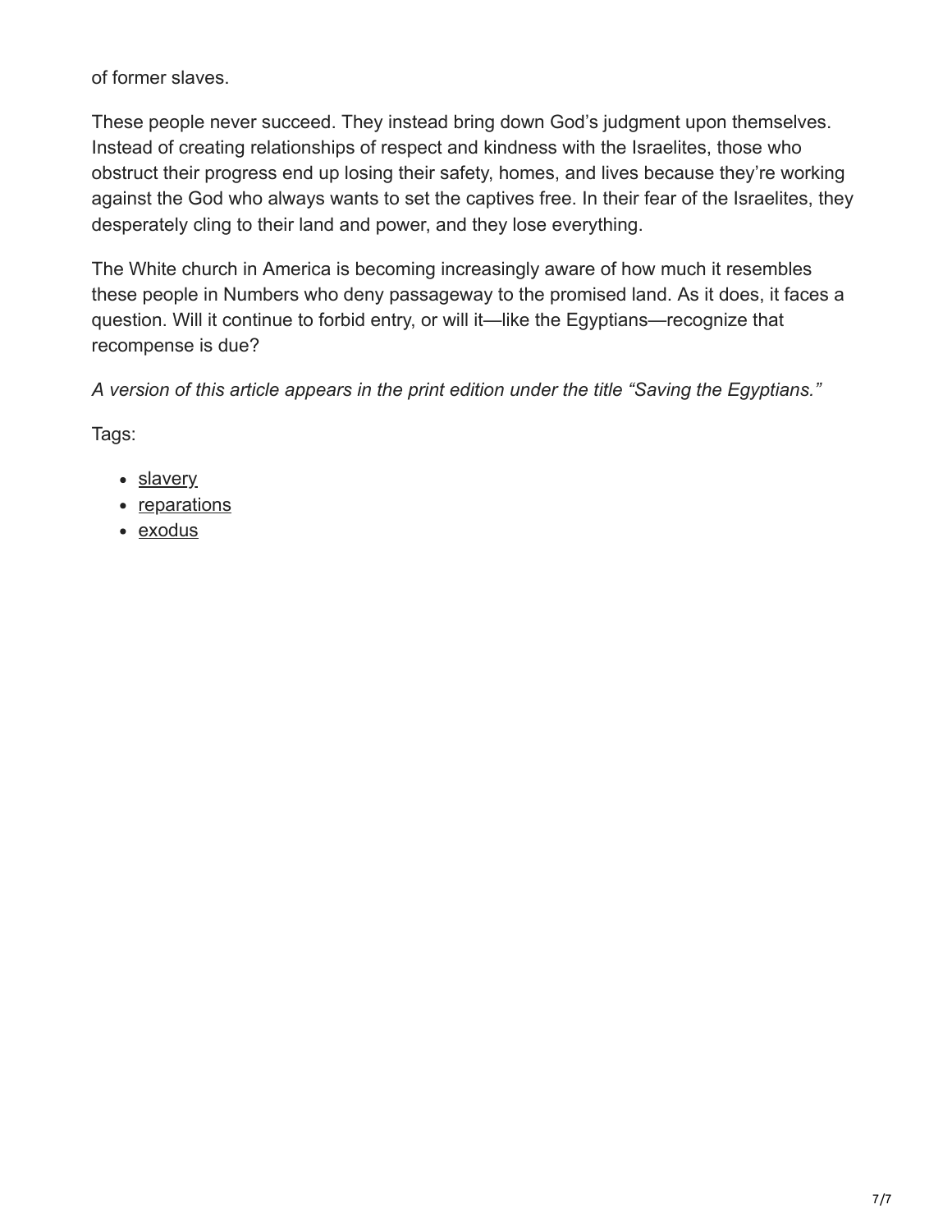of former slaves.

These people never succeed. They instead bring down God's judgment upon themselves. Instead of creating relationships of respect and kindness with the Israelites, those who obstruct their progress end up losing their safety, homes, and lives because they're working against the God who always wants to set the captives free. In their fear of the Israelites, they desperately cling to their land and power, and they lose everything.

The White church in America is becoming increasingly aware of how much it resembles these people in Numbers who deny passageway to the promised land. As it does, it faces a question. Will it continue to forbid entry, or will it—like the Egyptians—recognize that recompense is due?

*A version of this article appears in the print edition under the title "Saving the Egyptians."*

Tags:

- slavery
- reparations
- exodus